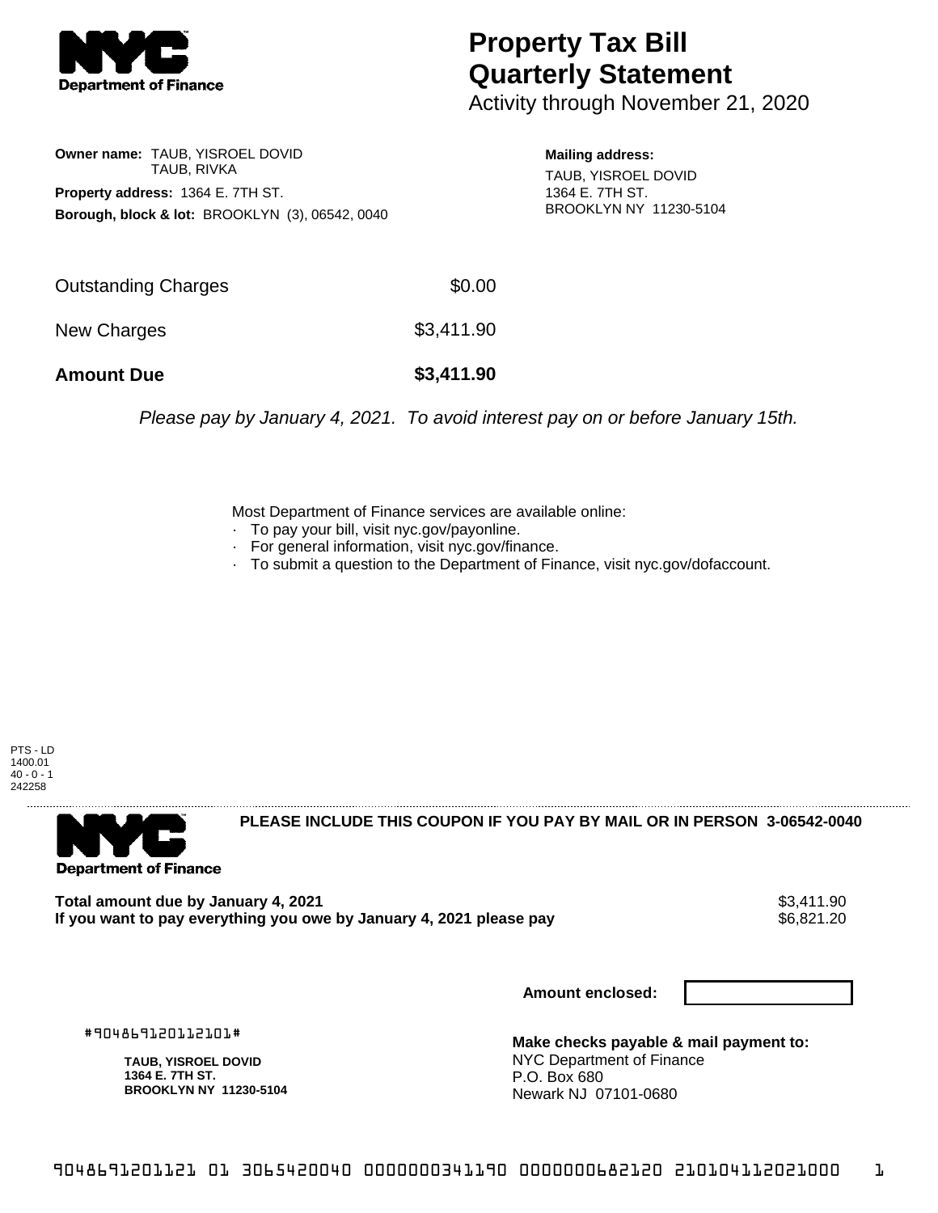# Property Tax Bill Quarterly Statement

Activity through November 21, 2020

**Owner name:** TAUB, YISROEL DOVID
TAUB, RIVKA

**Property address:** 1364 E. 7TH ST.

**Borough, block & lot:** BROOKLYN (3), 06542, 0040

**Mailing address:**
TAUB, YISROEL DOVID
1364 E. 7TH ST.
BROOKLYN NY 11230-5104

| | |
|---|---|
| Outstanding Charges | $0.00 |
| New Charges | $3,411.90 |
| **Amount Due** | **$3,411.90** |

*Please pay by January 4, 2021. To avoid interest pay on or before January 15th.*

Most Department of Finance services are available online:

- To pay your bill, visit nyc.gov/payonline.
- For general information, visit nyc.gov/finance.
- To submit a question to the Department of Finance, visit nyc.gov/dofaccount.

PTS - LD
1400.01
40 - 0 - 1
242258

**PLEASE INCLUDE THIS COUPON IF YOU PAY BY MAIL OR IN PERSON 3-06542-0040**

| | |
|---|---|
| **Total amount due by January 4, 2021** | $3,411.90 |
| **If you want to pay everything you owe by January 4, 2021 please pay** | $6,821.20 |

**Amount enclosed:**

#904869120112101#

**TAUB, YISROEL DOVID**
**1364 E. 7TH ST.**
**BROOKLYN NY 11230-5104**

**Make checks payable & mail payment to:**
NYC Department of Finance
P.O. Box 680
Newark NJ 07101-0680

9048691201121 01 3065420040 0000000341190 0000000682120 210104112021000 1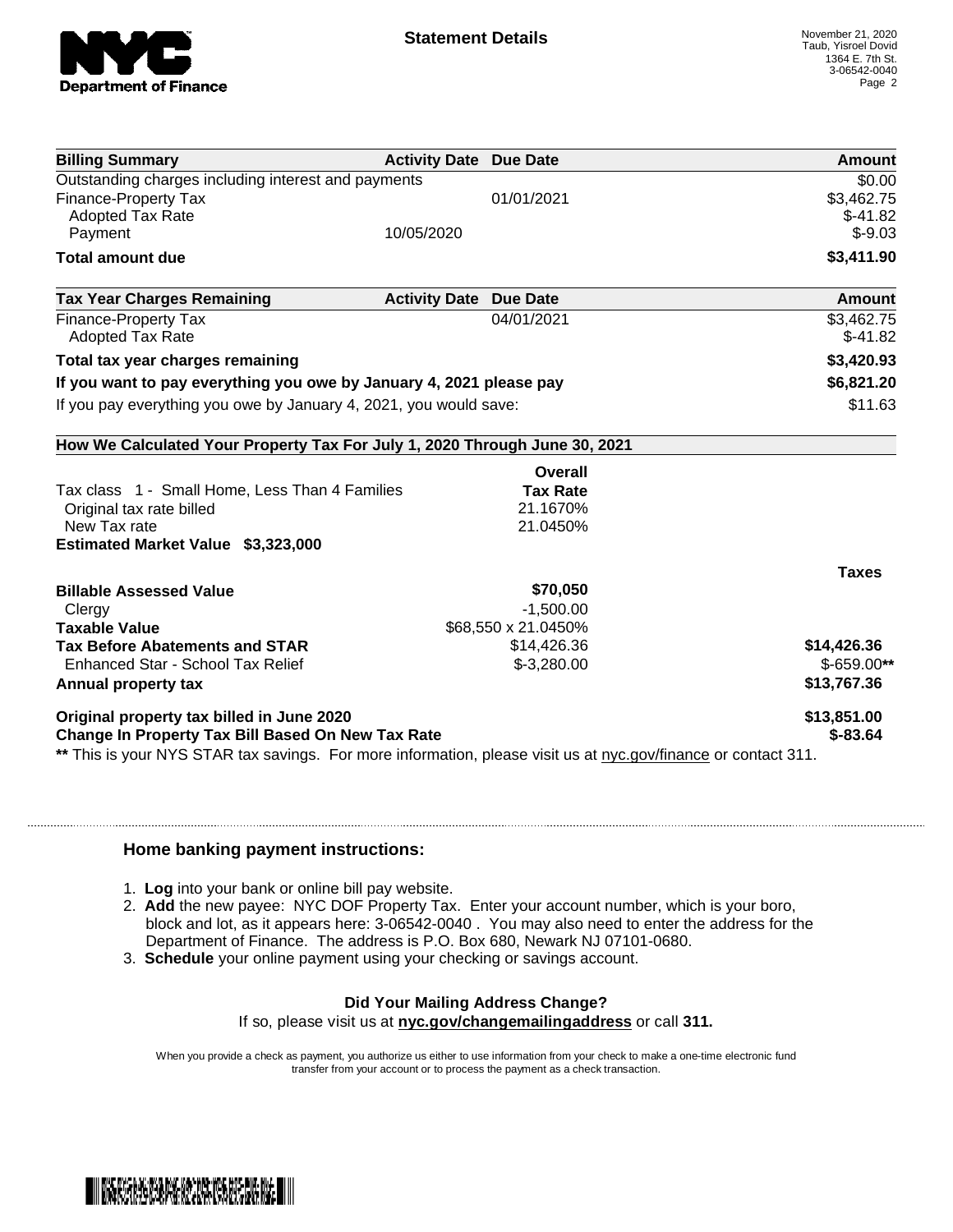# Statement Details

November 21, 2020
Taub, Yisroel Dovid
1364 E. 7th St.
3-06542-0040

| Billing Summary | Activity Date | Due Date | Amount |
|---|---|---|---|
| Outstanding charges including interest and payments | | | $0.00 |
| Finance-Property Tax | | 01/01/2021 | $3,462.75 |
| Adopted Tax Rate | | | $-41.82 |
| Payment | 10/05/2020 | | $-9.03 |
| **Total amount due** | | | **$3,411.90** |

| Tax Year Charges Remaining | Activity Date | Due Date | Amount |
|---|---|---|---|
| Finance-Property Tax | | 04/01/2021 | $3,462.75 |
| Adopted Tax Rate | | | $-41.82 |
| **Total tax year charges remaining** | | | **$3,420.93** |
| **If you want to pay everything you owe by January 4, 2021 please pay** | | | **$6,821.20** |
| If you pay everything you owe by January 4, 2021, you would save: | | | $11.63 |

**How We Calculated Your Property Tax For July 1, 2020 Through June 30, 2021**

| | Overall Tax Rate | Taxes |
|---|---|---|
| Tax class 1 - Small Home, Less Than 4 Families | | |
| Original tax rate billed | 21.1670% | |
| New Tax rate | 21.0450% | |
| **Estimated Market Value $3,323,000** | | |
| **Billable Assessed Value** | **$70,050** | |
| Clergy | -1,500.00 | |
| **Taxable Value** | $68,550 x 21.0450% | |
| **Tax Before Abatements and STAR** | $14,426.36 | **$14,426.36** |
| Enhanced Star - School Tax Relief | $-3,280.00 | $-659.00** |
| **Annual property tax** | | **$13,767.36** |
| **Original property tax billed in June 2020** | | **$13,851.00** |
| **Change In Property Tax Bill Based On New Tax Rate** | | **$-83.64** |

** This is your NYS STAR tax savings. For more information, please visit us at nyc.gov/finance or contact 311.

## Home banking payment instructions:

1. **Log** into your bank or online bill pay website.
2. **Add** the new payee: NYC DOF Property Tax. Enter your account number, which is your boro, block and lot, as it appears here: 3-06542-0040 . You may also need to enter the address for the Department of Finance. The address is P.O. Box 680, Newark NJ 07101-0680.
3. **Schedule** your online payment using your checking or savings account.

**Did Your Mailing Address Change?**
If so, please visit us at **nyc.gov/changemailingaddress** or call **311.**

When you provide a check as payment, you authorize us either to use information from your check to make a one-time electronic fund transfer from your account or to process the payment as a check transaction.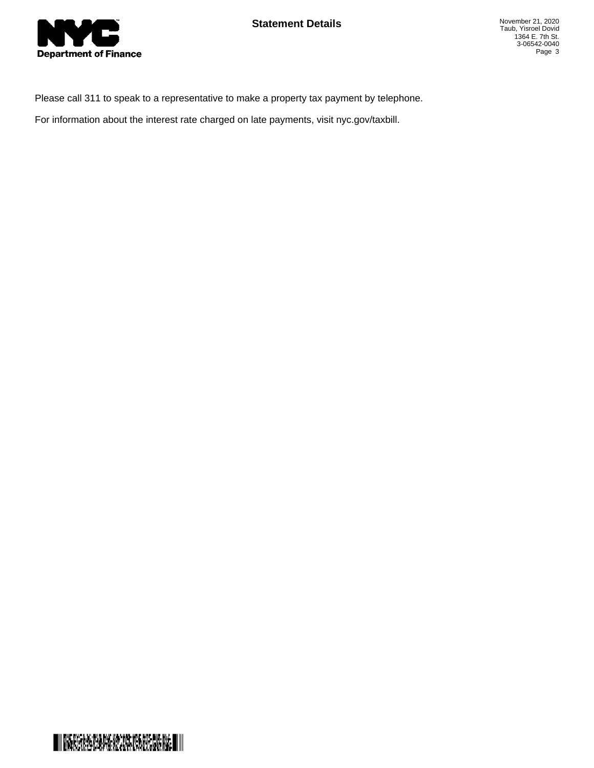Please call 311 to speak to a representative to make a property tax payment by telephone.

For information about the interest rate charged on late payments, visit nyc.gov/taxbill.